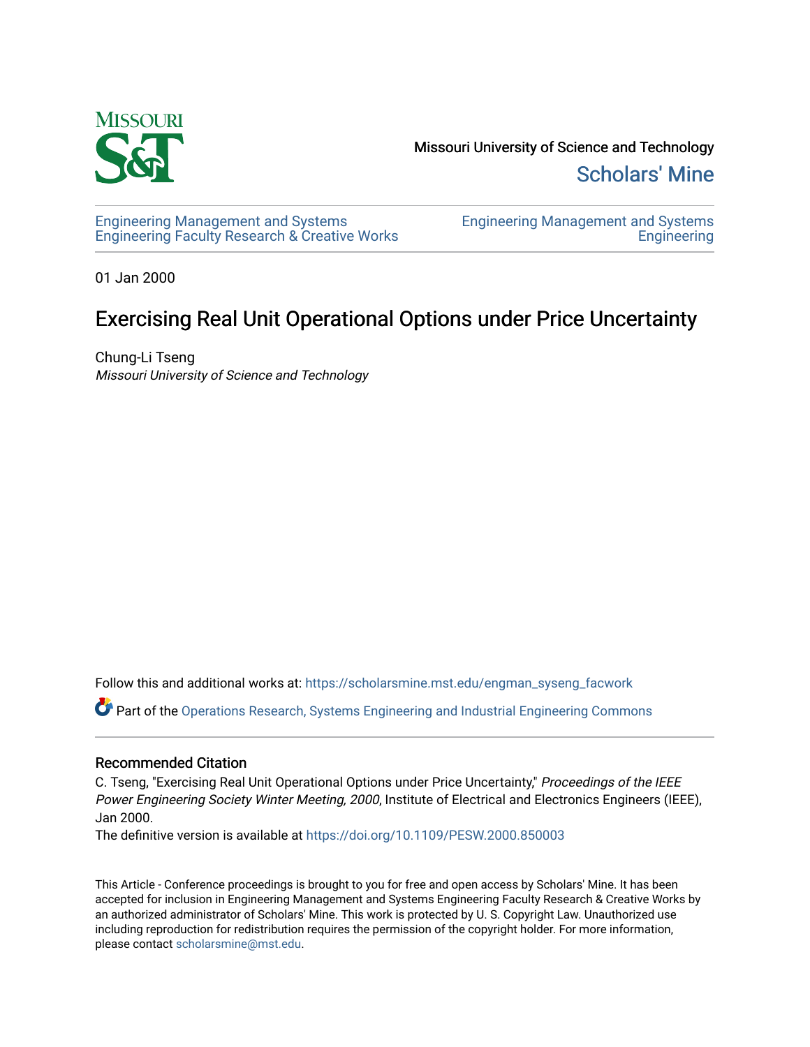Missouri University of Science and Technology

Scholars' Mine

Engineering Management and Systems Engineering Faculty Research & Creative Works

Engineering Management and Systems Engineering

01 Jan 2000

# Exercising Real Unit Operational Options under Price Uncertainty

Chung-Li Tseng

*Missouri University of Science and Technology*

Follow this and additional works at: https://scholarsmine.mst.edu/engman_syseng_facwork

Part of the Operations Research, Systems Engineering and Industrial Engineering Commons

## Recommended Citation

C. Tseng, "Exercising Real Unit Operational Options under Price Uncertainty," *Proceedings of the IEEE Power Engineering Society Winter Meeting, 2000*, Institute of Electrical and Electronics Engineers (IEEE), Jan 2000.

The definitive version is available at https://doi.org/10.1109/PESW.2000.850003

This Article - Conference proceedings is brought to you for free and open access by Scholars' Mine. It has been accepted for inclusion in Engineering Management and Systems Engineering Faculty Research & Creative Works by an authorized administrator of Scholars' Mine. This work is protected by U. S. Copyright Law. Unauthorized use including reproduction for redistribution requires the permission of the copyright holder. For more information, please contact scholarsmine@mst.edu.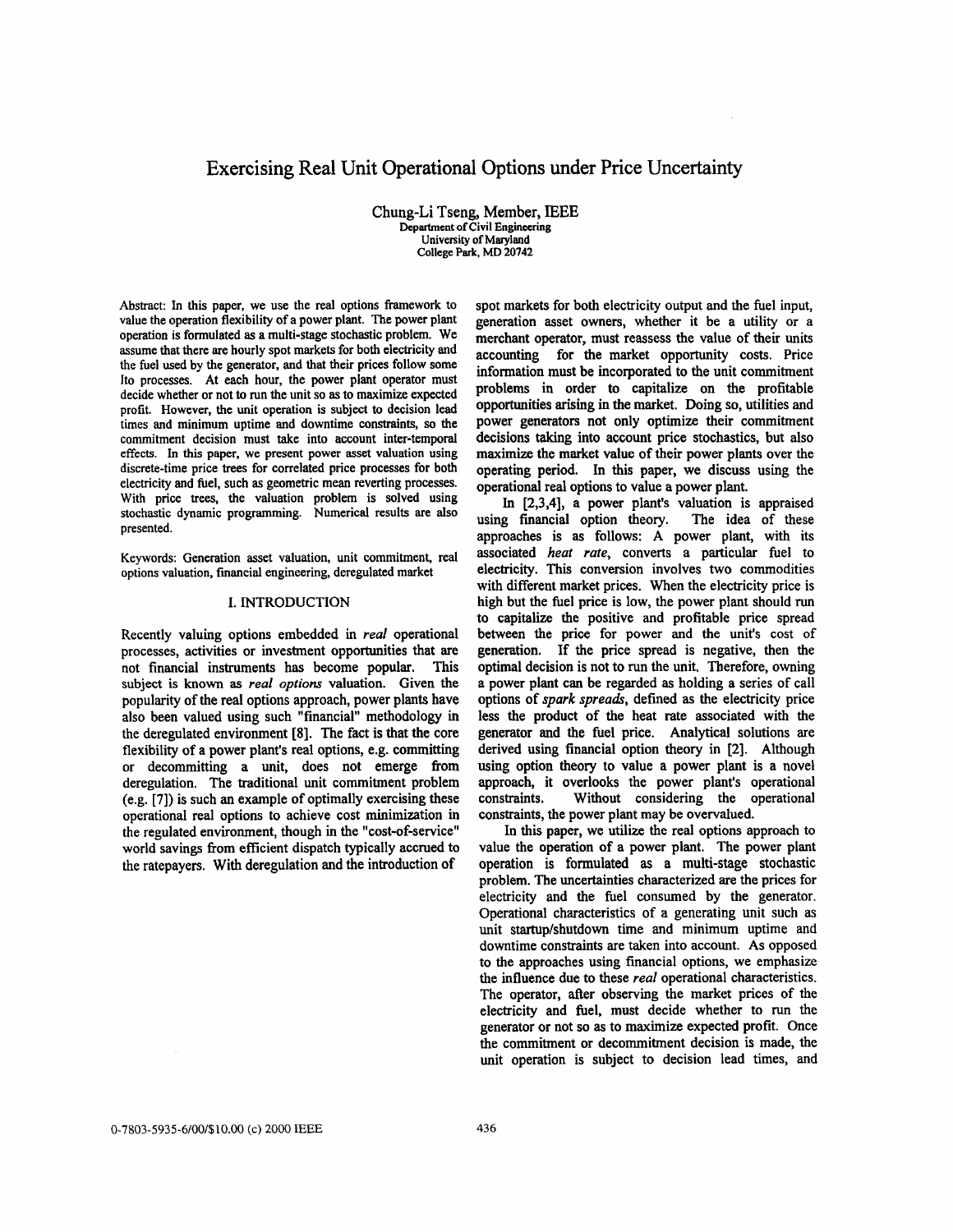# Exercising Real Unit Operational Options under Price Uncertainty

Chung-Li Tseng, Member, IEEE
Department of Civil Engineering
University of Maryland
College Park, MD 20742

Abstract: In this paper, we use the real options framework to value the operation flexibility of a power plant. The power plant operation is formulated as a multi-stage stochastic problem. We assume that there are hourly spot markets for both electricity and the fuel used by the generator, and that their prices follow some Ito processes. At each hour, the power plant operator must decide whether or not to run the unit so as to maximize expected profit. However, the unit operation is subject to decision lead times and minimum uptime and downtime constraints, so the commitment decision must take into account inter-temporal effects. In this paper, we present power asset valuation using discrete-time price trees for correlated price processes for both electricity and fuel, such as geometric mean reverting processes. With price trees, the valuation problem is solved using stochastic dynamic programming. Numerical results are also presented.

Keywords: Generation asset valuation, unit commitment, real options valuation, financial engineering, deregulated market

## I. INTRODUCTION

Recently valuing options embedded in *real* operational processes, activities or investment opportunities that are not financial instruments has become popular. This subject is known as *real options* valuation. Given the popularity of the real options approach, power plants have also been valued using such "financial" methodology in the deregulated environment [8]. The fact is that the core flexibility of a power plant's real options, e.g. committing or decommitting a unit, does not emerge from deregulation. The traditional unit commitment problem (e.g. [7]) is such an example of optimally exercising these operational real options to achieve cost minimization in the regulated environment, though in the "cost-of-service" world savings from efficient dispatch typically accrued to the ratepayers. With deregulation and the introduction of spot markets for both electricity output and the fuel input, generation asset owners, whether it be a utility or a merchant operator, must reassess the value of their units accounting for the market opportunity costs. Price information must be incorporated to the unit commitment problems in order to capitalize on the profitable opportunities arising in the market. Doing so, utilities and power generators not only optimize their commitment decisions taking into account price stochastics, but also maximize the market value of their power plants over the operating period. In this paper, we discuss using the operational real options to value a power plant.

In [2,3,4], a power plant's valuation is appraised using financial option theory. The idea of these approaches is as follows: A power plant, with its associated *heat rate*, converts a particular fuel to electricity. This conversion involves two commodities with different market prices. When the electricity price is high but the fuel price is low, the power plant should run to capitalize the positive and profitable price spread between the price for power and the unit's cost of generation. If the price spread is negative, then the optimal decision is not to run the unit. Therefore, owning a power plant can be regarded as holding a series of call options of *spark spreads*, defined as the electricity price less the product of the heat rate associated with the generator and the fuel price. Analytical solutions are derived using financial option theory in [2]. Although using option theory to value a power plant is a novel approach, it overlooks the power plant's operational constraints. Without considering the operational constraints, the power plant may be overvalued.

In this paper, we utilize the real options approach to value the operation of a power plant. The power plant operation is formulated as a multi-stage stochastic problem. The uncertainties characterized are the prices for electricity and the fuel consumed by the generator. Operational characteristics of a generating unit such as unit startup/shutdown time and minimum uptime and downtime constraints are taken into account. As opposed to the approaches using financial options, we emphasize the influence due to these *real* operational characteristics. The operator, after observing the market prices of the electricity and fuel, must decide whether to run the generator or not so as to maximize expected profit. Once the commitment or decommitment decision is made, the unit operation is subject to decision lead times, and

0-7803-5935-6/00/$10.00 (c) 2000 IEEE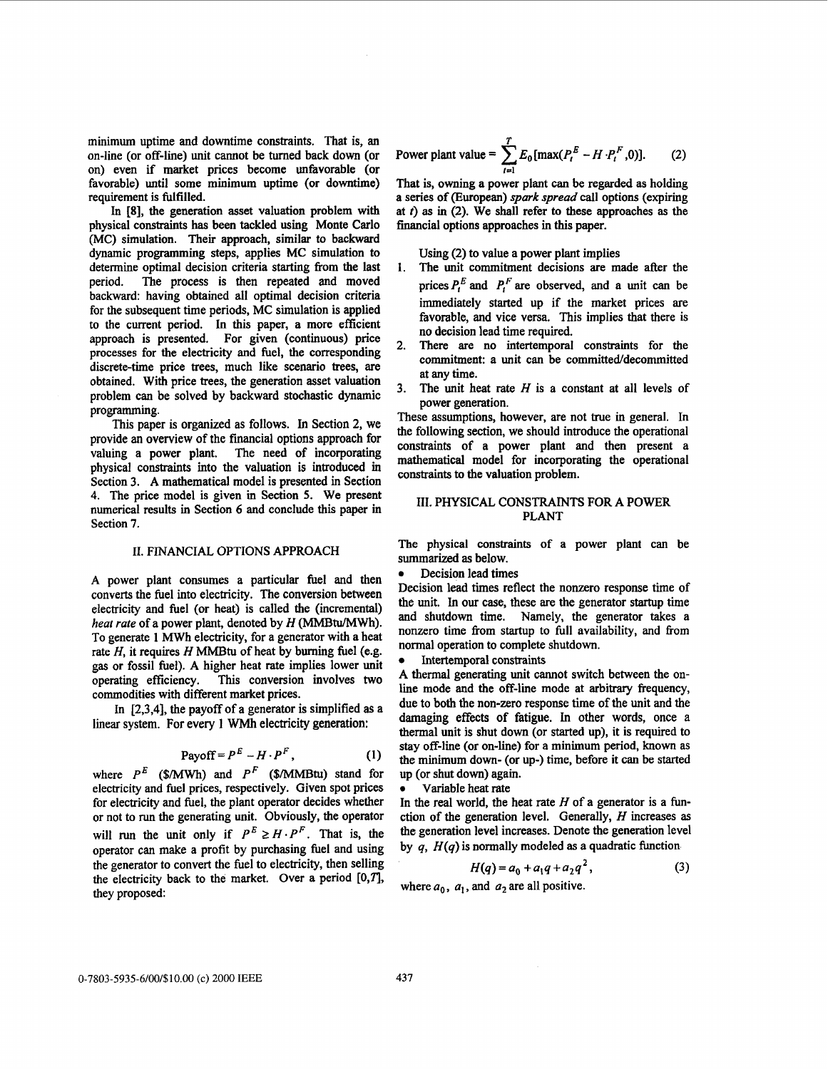minimum uptime and downtime constraints. That is, an on-line (or off-line) unit cannot be turned back down (or on) even if market prices become unfavorable (or favorable) until some minimum uptime (or downtime) requirement is fulfilled.

In [8], the generation asset valuation problem with physical constraints has been tackled using Monte Carlo (MC) simulation. Their approach, similar to backward dynamic programming steps, applies MC simulation to determine optimal decision criteria starting from the last period. The process is then repeated and moved backward: having obtained all optimal decision criteria for the subsequent time periods, MC simulation is applied to the current period. In this paper, a more efficient approach is presented. For given (continuous) price processes for the electricity and fuel, the corresponding discrete-time price trees, much like scenario trees, are obtained. With price trees, the generation asset valuation problem can be solved by backward stochastic dynamic programming.

This paper is organized as follows. In Section 2, we provide an overview of the financial options approach for valuing a power plant. The need of incorporating physical constraints into the valuation is introduced in Section 3. A mathematical model is presented in Section 4. The price model is given in Section 5. We present numerical results in Section 6 and conclude this paper in Section 7.

## II. FINANCIAL OPTIONS APPROACH

A power plant consumes a particular fuel and then converts the fuel into electricity. The conversion between electricity and fuel (or heat) is called the (incremental) *heat rate* of a power plant, denoted by $H$ (MMBtu/MWh). To generate 1 MWh electricity, for a generator with a heat rate $H$, it requires $H$ MMBtu of heat by burning fuel (e.g. gas or fossil fuel). A higher heat rate implies lower unit operating efficiency. This conversion involves two commodities with different market prices.

In [2,3,4], the payoff of a generator is simplified as a linear system. For every 1 WMh electricity generation:

$$\text{Payoff} = P^E - H \cdot P^F, \tag{1}$$

where $P^E$ (\$/MWh) and $P^F$ (\$/MMBtu) stand for electricity and fuel prices, respectively. Given spot prices for electricity and fuel, the plant operator decides whether or not to run the generating unit. Obviously, the operator will run the unit only if $P^E \geq H \cdot P^F$. That is, the operator can make a profit by purchasing fuel and using the generator to convert the fuel to electricity, then selling the electricity back to the market. Over a period $[0,T]$, they proposed:

$$\text{Power plant value} = \sum_{t=1}^{T} E_0[\max(P_t^E - H \cdot P_t^F, 0)]. \tag{2}$$

That is, owning a power plant can be regarded as holding a series of (European) *spark spread* call options (expiring at $t$) as in (2). We shall refer to these approaches as the financial options approaches in this paper.

Using (2) to value a power plant implies

1. The unit commitment decisions are made after the prices $P_t^E$ and $P_t^F$ are observed, and a unit can be immediately started up if the market prices are favorable, and vice versa. This implies that there is no decision lead time required.
2. There are no intertemporal constraints for the commitment: a unit can be committed/decommitted at any time.
3. The unit heat rate $H$ is a constant at all levels of power generation.

These assumptions, however, are not true in general. In the following section, we should introduce the operational constraints of a power plant and then present a mathematical model for incorporating the operational constraints to the valuation problem.

## III. PHYSICAL CONSTRAINTS FOR A POWER PLANT

The physical constraints of a power plant can be summarized as below.

- Decision lead times

Decision lead times reflect the nonzero response time of the unit. In our case, these are the generator startup time and shutdown time. Namely, the generator takes a nonzero time from startup to full availability, and from normal operation to complete shutdown.

- Intertemporal constraints

A thermal generating unit cannot switch between the on-line mode and the off-line mode at arbitrary frequency, due to both the non-zero response time of the unit and the damaging effects of fatigue. In other words, once a thermal unit is shut down (or started up), it is required to stay off-line (or on-line) for a minimum period, known as the minimum down- (or up-) time, before it can be started up (or shut down) again.

- Variable heat rate

In the real world, the heat rate $H$ of a generator is a function of the generation level. Generally, $H$ increases as the generation level increases. Denote the generation level by $q$, $H(q)$ is normally modeled as a quadratic function

$$H(q) = a_0 + a_1 q + a_2 q^2, \tag{3}$$

where $a_0$, $a_1$, and $a_2$ are all positive.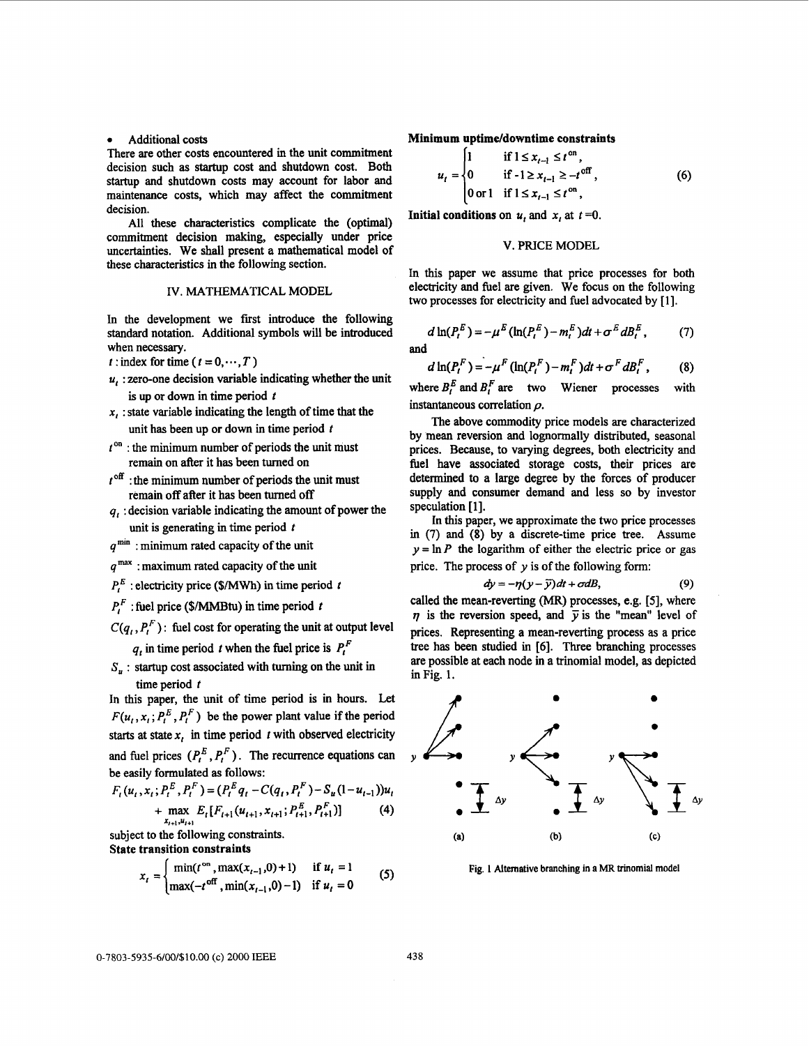- Additional costs

There are other costs encountered in the unit commitment decision such as startup cost and shutdown cost. Both startup and shutdown costs may account for labor and maintenance costs, which may affect the commitment decision.

All these characteristics complicate the (optimal) commitment decision making, especially under price uncertainties. We shall present a mathematical model of these characteristics in the following section.

## IV. MATHEMATICAL MODEL

In the development we first introduce the following standard notation. Additional symbols will be introduced when necessary.

$t$ : index for time ($t = 0, \cdots, T$)

$u_t$ : zero-one decision variable indicating whether the unit is up or down in time period $t$

$x_t$ : state variable indicating the length of time that the unit has been up or down in time period $t$

$t^{\text{on}}$ : the minimum number of periods the unit must remain on after it has been turned on

$t^{\text{off}}$ : the minimum number of periods the unit must remain off after it has been turned off

$q_t$ : decision variable indicating the amount of power the unit is generating in time period $t$

$q^{\min}$ : minimum rated capacity of the unit

$q^{\max}$ : maximum rated capacity of the unit

$P_t^E$ : electricity price (\$/MWh) in time period $t$

$P_t^F$ : fuel price (\$/MMBtu) in time period $t$

$C(q_t, P_t^F)$: fuel cost for operating the unit at output level $q_t$ in time period $t$ when the fuel price is $P_t^F$

$S_u$ : startup cost associated with turning on the unit in time period $t$

In this paper, the unit of time period is in hours. Let $F(u_t, x_t; P_t^E, P_t^F)$ be the power plant value if the period starts at state $x_t$ in time period $t$ with observed electricity and fuel prices $(P_t^E, P_t^F)$. The recurrence equations can be easily formulated as follows:

$$F_t(u_t, x_t; P_t^E, P_t^F) = (P_t^E q_t - C(q_t, P_t^F) - S_u(1-u_{t-1}))u_t + \max_{x_{t+1}, u_{t+1}} E_t[F_{t+1}(u_{t+1}, x_{t+1}; P_{t+1}^E, P_{t+1}^F)] \tag{4}$$

subject to the following constraints.

**State transition constraints**

$$x_t = \begin{cases} \min(t^{\text{on}}, \max(x_{t-1}, 0) + 1) & \text{if } u_t = 1 \\ \max(-t^{\text{off}}, \min(x_{t-1}, 0) - 1) & \text{if } u_t = 0 \end{cases} \tag{5}$$

**Minimum uptime/downtime constraints**

$$u_t = \begin{cases} 1 & \text{if } 1 \le x_{t-1} \le t^{\text{on}}, \\ 0 & \text{if } -1 \ge x_{t-1} \ge -t^{\text{off}}, \\ 0 \text{ or } 1 & \text{if } 1 \le x_{t-1} \le t^{\text{on}}, \end{cases} \tag{6}$$

**Initial conditions** on $u_t$ and $x_t$ at $t = 0$.

## V. PRICE MODEL

In this paper we assume that price processes for both electricity and fuel are given. We focus on the following two processes for electricity and fuel advocated by [1].

$$d\ln(P_t^E) = -\mu^E(\ln(P_t^E) - m_t^E)dt + \sigma^E dB_t^E, \tag{7}$$

and

$$d\ln(P_t^F) = -\mu^F(\ln(P_t^F) - m_t^F)dt + \sigma^F dB_t^F, \tag{8}$$

where $B_t^E$ and $B_t^F$ are two Wiener processes with instantaneous correlation $\rho$.

The above commodity price models are characterized by mean reversion and lognormally distributed, seasonal prices. Because, to varying degrees, both electricity and fuel have associated storage costs, their prices are determined to a large degree by the forces of producer supply and consumer demand and less so by investor speculation [1].

In this paper, we approximate the two price processes in (7) and (8) by a discrete-time price tree. Assume $y = \ln P$ the logarithm of either the electric price or gas price. The process of $y$ is of the following form:

$$dy = -\eta(y - \bar{y})dt + \sigma dB, \tag{9}$$

called the mean-reverting (MR) processes, e.g. [5], where $\eta$ is the reversion speed, and $\bar{y}$ is the "mean" level of prices. Representing a mean-reverting process as a price tree has been studied in [6]. Three branching processes are possible at each node in a trinomial model, as depicted in Fig. 1.

Fig. 1 Alternative branching in a MR trinomial model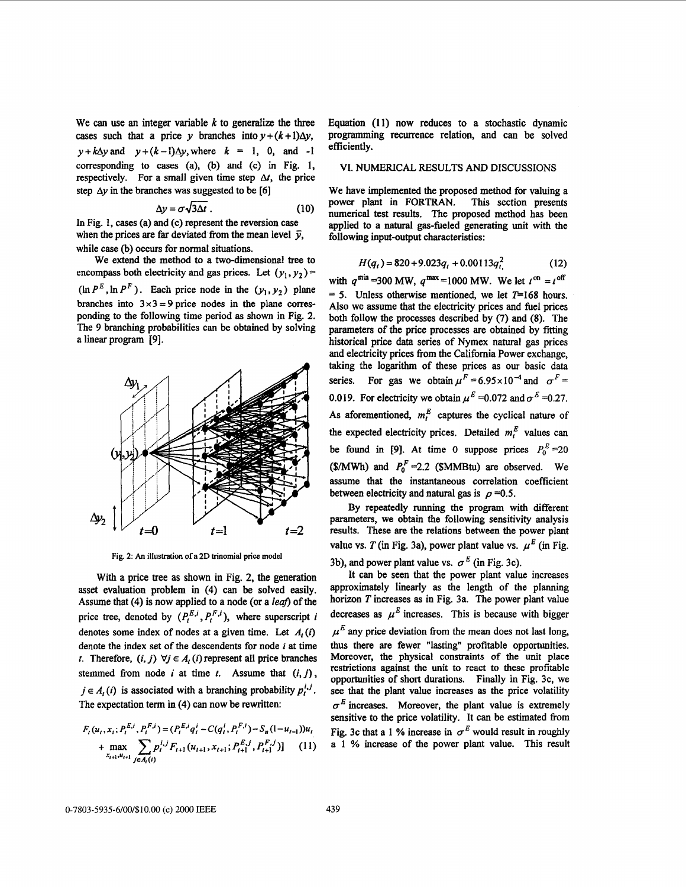We can use an integer variable $k$ to generalize the three cases such that a price $y$ branches into $y+(k+1)\Delta y$, $y+k\Delta y$ and $y+(k-1)\Delta y$, where $k$ = 1, 0, and -1 corresponding to cases (a), (b) and (c) in Fig. 1, respectively. For a small given time step $\Delta t$, the price step $\Delta y$ in the branches was suggested to be [6]

$$\Delta y = \sigma\sqrt{3\Delta t}\,. \tag{10}$$

In Fig. 1, cases (a) and (c) represent the reversion case when the prices are far deviated from the mean level $\bar{y}$, while case (b) occurs for normal situations.

We extend the method to a two-dimensional tree to encompass both electricity and gas prices. Let $(y_1, y_2) = (\ln P^E, \ln P^F)$. Each price node in the $(y_1, y_2)$ plane branches into $3\times 3 = 9$ price nodes in the plane corresponding to the following time period as shown in Fig. 2. The 9 branching probabilities can be obtained by solving a linear program [9].

Fig. 2: An illustration of a 2D trinomial price model

With a price tree as shown in Fig. 2, the generation asset evaluation problem in (4) can be solved easily. Assume that (4) is now applied to a node (or a *leaf*) of the price tree, denoted by $(P_t^{E,i}, P_t^{F,i})$, where superscript $i$ denotes some index of nodes at a given time. Let $A_t(i)$ denote the index set of the descendents for node $i$ at time $t$. Therefore, $(i, j)$ $\forall j \in A_t(i)$ represent all price branches stemmed from node $i$ at time $t$. Assume that $(i, j)$, $j \in A_t(i)$ is associated with a branching probability $p_t^{i,j}$. The expectation term in (4) can now be rewritten:

$$F_t(u_t, x_t; P_t^{E,i}, P_t^{F,i}) = (P_t^{E,i} q_t^i - C(q_t^i, P_t^{F,i}) - S_u(1-u_{t-1}))u_t + \max_{x_{t+1}, u_{t+1}} \sum_{j\in A_t(i)} p_t^{i,j} F_{t+1}(u_{t+1}, x_{t+1}; P_{t+1}^{E,j}, P_{t+1}^{F,j})] \tag{11}$$

Equation (11) now reduces to a stochastic dynamic programming recurrence relation, and can be solved efficiently.

## VI. NUMERICAL RESULTS AND DISCUSSIONS

We have implemented the proposed method for valuing a power plant in FORTRAN. This section presents numerical test results. The proposed method has been applied to a natural gas-fueled generating unit with the following input-output characteristics:

$$H(q_t) = 820 + 9.023q_t + 0.00113q_t^2 \tag{12}$$

with $q^{\min}$ =300 MW, $q^{\max}$ =1000 MW. We let $t^{on} = t^{off}$ = 5. Unless otherwise mentioned, we let $T$=168 hours. Also we assume that the electricity prices and fuel prices both follow the processes described by (7) and (8). The parameters of the price processes are obtained by fitting historical price data series of Nymex natural gas prices and electricity prices from the California Power exchange, taking the logarithm of these prices as our basic data series. For gas we obtain $\mu^F = 6.95\times 10^{-4}$ and $\sigma^F$ = 0.019. For electricity we obtain $\mu^E$ =0.072 and $\sigma^E$ =0.27. As aforementioned, $m_t^E$ captures the cyclical nature of the expected electricity prices. Detailed $m_t^E$ values can be found in [9]. At time 0 suppose prices $P_0^E$ =20 (\$/MWh) and $P_0^F$ =2.2 (\$MMBtu) are observed. We assume that the instantaneous correlation coefficient between electricity and natural gas is $\rho$ =0.5.

By repeatedly running the program with different parameters, we obtain the following sensitivity analysis results. These are the relations between the power plant value vs. $T$ (in Fig. 3a), power plant value vs. $\mu^E$ (in Fig. 3b), and power plant value vs. $\sigma^E$ (in Fig. 3c).

It can be seen that the power plant value increases approximately linearly as the length of the planning horizon $T$ increases as in Fig. 3a. The power plant value decreases as $\mu^E$ increases. This is because with bigger $\mu^E$ any price deviation from the mean does not last long, thus there are fewer "lasting" profitable opportunities. Moreover, the physical constraints of the unit place restrictions against the unit to react to these profitable opportunities of short durations. Finally in Fig. 3c, we see that the plant value increases as the price volatility $\sigma^E$ increases. Moreover, the plant value is extremely sensitive to the price volatility. It can be estimated from Fig. 3c that a 1 % increase in $\sigma^E$ would result in roughly a 1 % increase of the power plant value. This result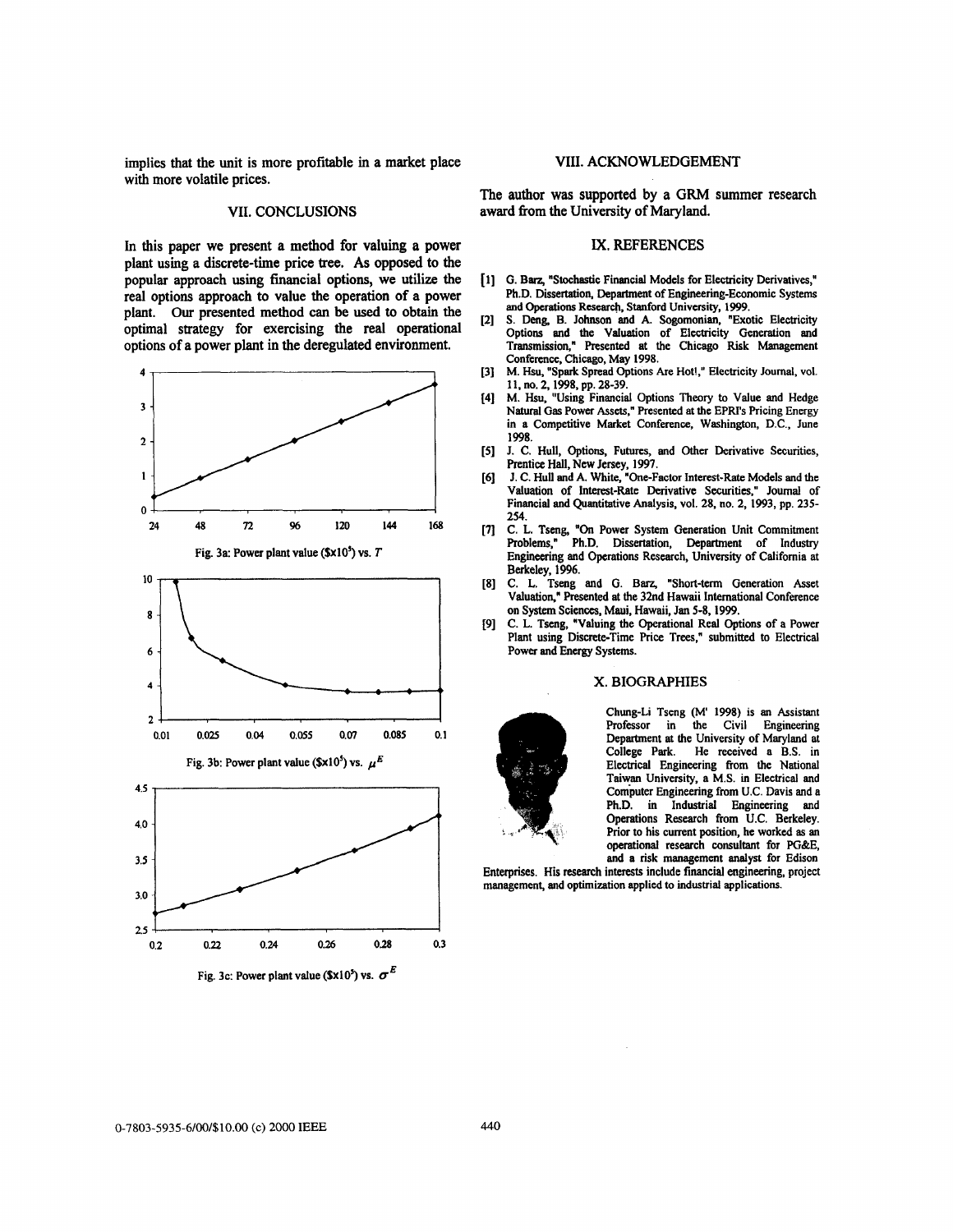implies that the unit is more profitable in a market place with more volatile prices.

## VII. CONCLUSIONS

In this paper we present a method for valuing a power plant using a discrete-time price tree. As opposed to the popular approach using financial options, we utilize the real options approach to value the operation of a power plant. Our presented method can be used to obtain the optimal strategy for exercising the real operational options of a power plant in the deregulated environment.

4
3
2
1
0
24 48 72 96 120 144 168

Fig. 3a: Power plant value ($x10$^5$) vs. $T$

10
8
6
4
2
0.01 0.025 0.04 0.055 0.07 0.085 0.1

Fig. 3b: Power plant value ($x10$^5$) vs. $\mu^E$

4.5
4.0
3.5
3.0
2.5
0.2 0.22 0.24 0.26 0.28 0.3

Fig. 3c: Power plant value ($x10$^5$) vs. $\sigma^E$

## VIII. ACKNOWLEDGEMENT

The author was supported by a GRM summer research award from the University of Maryland.

## IX. REFERENCES

[1] G. Barz, "Stochastic Financial Models for Electricity Derivatives," Ph.D. Dissertation, Department of Engineering-Economic Systems and Operations Research, Stanford University, 1999.

[2] S. Deng, B. Johnson and A. Sogomonian, "Exotic Electricity Options and the Valuation of Electricity Generation and Transmission," Presented at the Chicago Risk Management Conference, Chicago, May 1998.

[3] M. Hsu, "Spark Spread Options Are Hot!," Electricity Journal, vol. 11, no. 2, 1998, pp. 28-39.

[4] M. Hsu, "Using Financial Options Theory to Value and Hedge Natural Gas Power Assets," Presented at the EPRI's Pricing Energy in a Competitive Market Conference, Washington, D.C., June 1998.

[5] J. C. Hull, Options, Futures, and Other Derivative Securities, Prentice Hall, New Jersey, 1997.

[6] J. C. Hull and A. White, "One-Factor Interest-Rate Models and the Valuation of Interest-Rate Derivative Securities," Journal of Financial and Quantitative Analysis, vol. 28, no. 2, 1993, pp. 235-254.

[7] C. L. Tseng, "On Power System Generation Unit Commitment Problems," Ph.D. Dissertation, Department of Industry Engineering and Operations Research, University of California at Berkeley, 1996.

[8] C. L. Tseng and G. Barz, "Short-term Generation Asset Valuation," Presented at the 32nd Hawaii International Conference on System Sciences, Maui, Hawaii, Jan 5-8, 1999.

[9] C. L. Tseng, "Valuing the Operational Real Options of a Power Plant using Discrete-Time Price Trees," submitted to Electrical Power and Energy Systems.

## X. BIOGRAPHIES

Chung-Li Tseng (M' 1998) is an Assistant Professor in the Civil Engineering Department at the University of Maryland at College Park. He received a B.S. in Electrical Engineering from the National Taiwan University, a M.S. in Electrical and Computer Engineering from U.C. Davis and a Ph.D. in Industrial Engineering and Operations Research from U.C. Berkeley. Prior to his current position, he worked as an operational research consultant for PG&E, and a risk management analyst for Edison Enterprises. His research interests include financial engineering, project management, and optimization applied to industrial applications.

0-7803-5935-6/00/$10.00 (c) 2000 IEEE